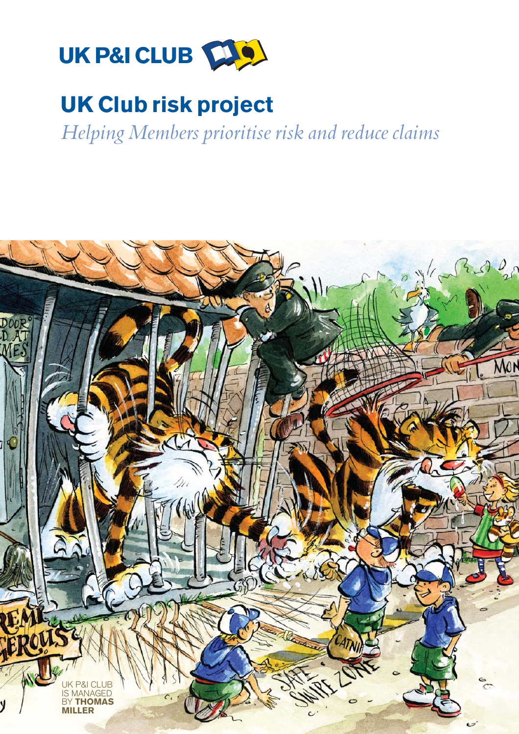UK P&I CLUB

# UK Club risk project

*Helping Members prioritise risk and reduce claims*

UK P&I CLUB IS MANAGED BY **THOMAS MILLER**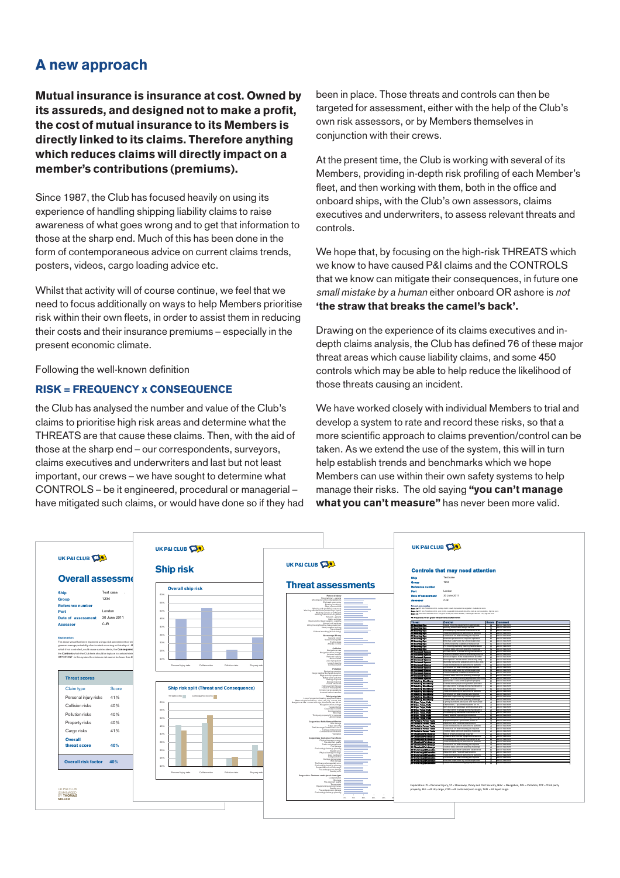# A new approach

**Mutual insurance is insurance at cost. Owned by its assureds, and designed not to make a profit, the cost of mutual insurance to its Members is directly linked to its claims. Therefore anything which reduces claims will directly impact on a member's contributions (premiums).**

Since 1987, the Club has focused heavily on using its experience of handling shipping liability claims to raise awareness of what goes wrong and to get that information to those at the sharp end. Much of this has been done in the form of contemporaneous advice on current claims trends, posters, videos, cargo loading advice etc.

Whilst that activity will of course continue, we feel that we need to focus additionally on ways to help Members prioritise risk within their own fleets, in order to assist them in reducing their costs and their insurance premiums – especially in the present economic climate.

Following the well-known definition

### RISK = FREQUENCY x CONSEQUENCE

the Club has analysed the number and value of the Club's claims to prioritise high risk areas and determine what the THREATS are that cause these claims. Then, with the aid of those at the sharp end – our correspondents, surveyors, claims executives and underwriters and last but not least important, our crews – we have sought to determine what CONTROLS – be it engineered, procedural or managerial – have mitigated such claims, or would have done so if they had been in place. Those threats and controls can then be targeted for assessment, either with the help of the Club's own risk assessors, or by Members themselves in conjunction with their crews.

At the present time, the Club is working with several of its Members, providing in-depth risk profiling of each Member's fleet, and then working with them, both in the office and onboard ships, with the Club's own assessors, claims executives and underwriters, to assess relevant threats and controls.

We hope that, by focusing on the high-risk THREATS which we know to have caused P&I claims and the CONTROLS that we know can mitigate their consequences, in future one *small mistake by a human* either onboard OR ashore is *not* **'the straw that breaks the camel's back'.**

Drawing on the experience of its claims executives and in-depth claims analysis, the Club has defined 76 of these major threat areas which cause liability claims, and some 450 controls which may be able to help reduce the likelihood of those threats causing an incident.

We have worked closely with individual Members to trial and develop a system to rate and record these risks, so that a more scientific approach to claims prevention/control can be taken. As we extend the use of the system, this will in turn help establish trends and benchmarks which we hope Members can use within their own safety systems to help manage their risks. The old saying **"you can't manage what you can't measure"** has never been more valid.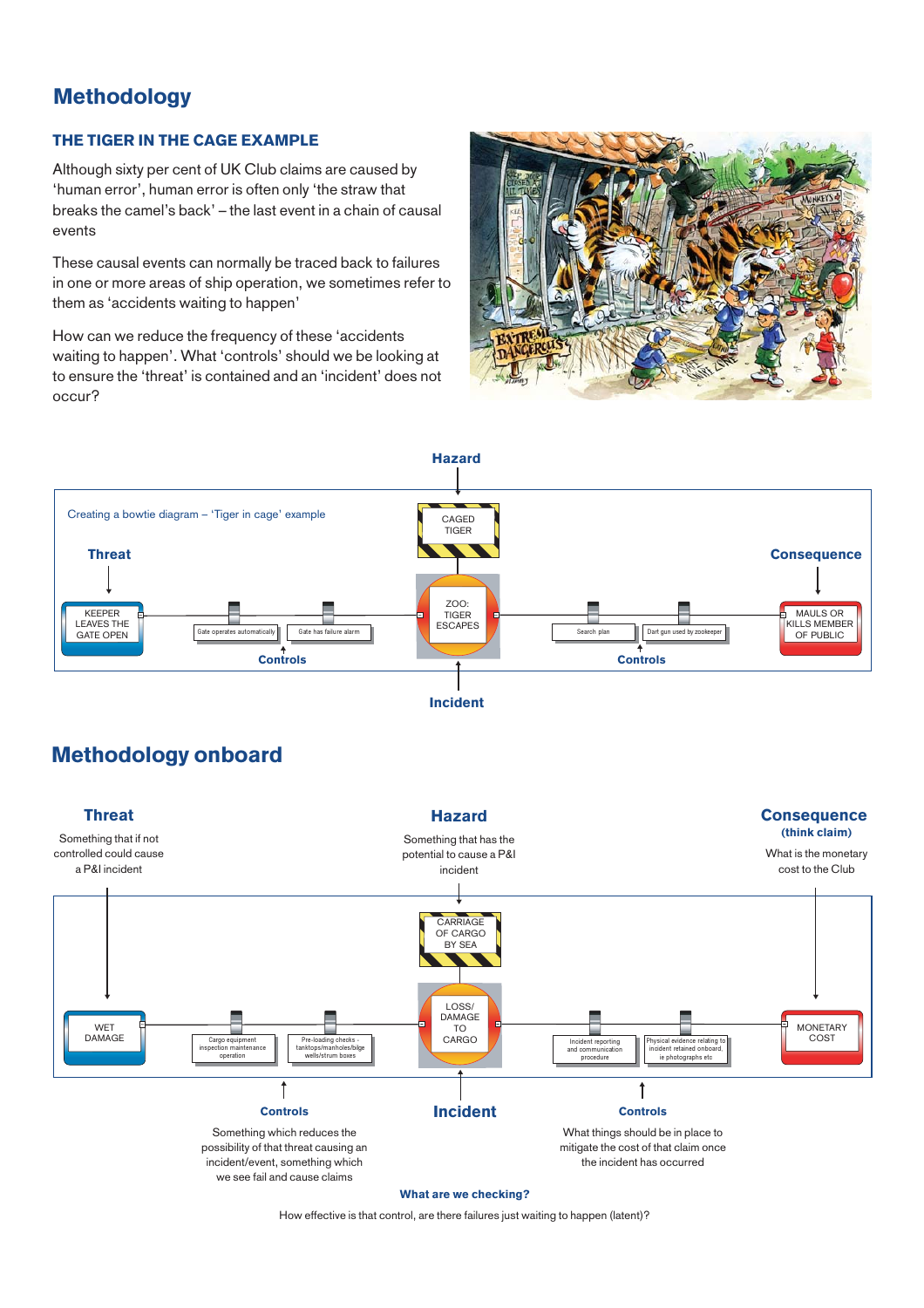# Methodology

### THE TIGER IN THE CAGE EXAMPLE

Although sixty per cent of UK Club claims are caused by 'human error', human error is often only 'the straw that breaks the camel's back' – the last event in a chain of causal events

These causal events can normally be traced back to failures in one or more areas of ship operation, we sometimes refer to them as 'accidents waiting to happen'

How can we reduce the frequency of these 'accidents waiting to happen'. What 'controls' should we be looking at to ensure the 'threat' is contained and an 'incident' does not occur?

**Hazard**

Creating a bowtie diagram – 'Tiger in cage' example

**Threat**

**Consequence**

CAGED TIGER

KEEPER LEAVES THE GATE OPEN

Gate operates automatically

Gate has failure alarm

ZOO: TIGER ESCAPES

Search plan

Dart gun used by zookeeper

MAULS OR KILLS MEMBER OF PUBLIC

**Controls**

**Controls**

**Incident**

# Methodology onboard

**Threat**

Something that if not controlled could cause a P&I incident

**Hazard**

Something that has the potential to cause a P&I incident

**Consequence**
**(think claim)**

What is the monetary cost to the Club

CARRIAGE OF CARGO BY SEA

WET DAMAGE

Cargo equipment inspection maintenance operation

Pre-loading checks - tanktops/manholes/bilge wells/strum boxes

LOSS/ DAMAGE TO CARGO

Incident reporting and communication procedure

Physical evidence relating to incident retained onboard, ie photographs etc

MONETARY COST

**Controls**

Something which reduces the possibility of that threat causing an incident/event, something which we see fail and cause claims

**Incident**

**Controls**

What things should be in place to mitigate the cost of that claim once the incident has occurred

**What are we checking?**

How effective is that control, are there failures just waiting to happen (latent)?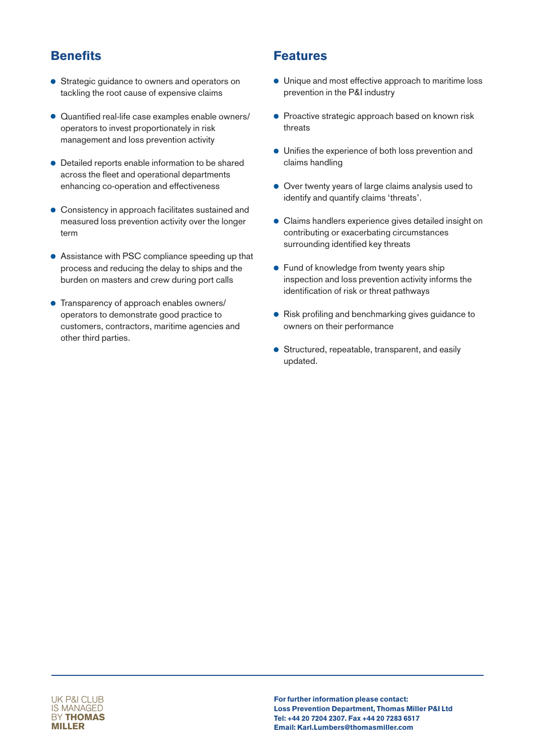## Benefits

- Strategic guidance to owners and operators on tackling the root cause of expensive claims
- Quantified real-life case examples enable owners/operators to invest proportionately in risk management and loss prevention activity
- Detailed reports enable information to be shared across the fleet and operational departments enhancing co-operation and effectiveness
- Consistency in approach facilitates sustained and measured loss prevention activity over the longer term
- Assistance with PSC compliance speeding up that process and reducing the delay to ships and the burden on masters and crew during port calls
- Transparency of approach enables owners/operators to demonstrate good practice to customers, contractors, maritime agencies and other third parties.

## Features

- Unique and most effective approach to maritime loss prevention in the P&I industry
- Proactive strategic approach based on known risk threats
- Unifies the experience of both loss prevention and claims handling
- Over twenty years of large claims analysis used to identify and quantify claims 'threats'.
- Claims handlers experience gives detailed insight on contributing or exacerbating circumstances surrounding identified key threats
- Fund of knowledge from twenty years ship inspection and loss prevention activity informs the identification of risk or threat pathways
- Risk profiling and benchmarking gives guidance to owners on their performance
- Structured, repeatable, transparent, and easily updated.

UK P&I CLUB IS MANAGED BY **THOMAS MILLER**

**For further information please contact:**
**Loss Prevention Department, Thomas Miller P&I Ltd**
**Tel: +44 20 7204 2307. Fax +44 20 7283 6517**
**Email: Karl.Lumbers@thomasmiller.com**